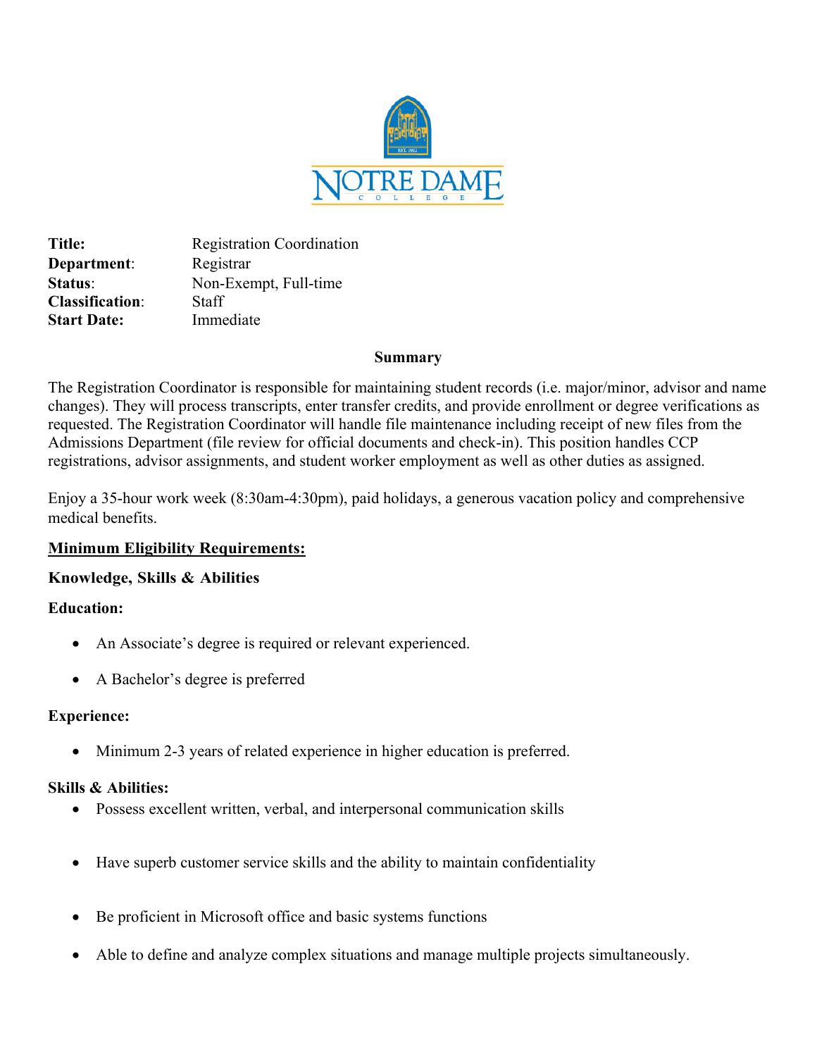**NOTRE DAME**
COLLEGE

**Title:** Registration Coordination
**Department**: Registrar
**Status**: Non-Exempt, Full-time
**Classification**: Staff
**Start Date:** Immediate

## Summary

The Registration Coordinator is responsible for maintaining student records (i.e. major/minor, advisor and name changes). They will process transcripts, enter transfer credits, and provide enrollment or degree verifications as requested. The Registration Coordinator will handle file maintenance including receipt of new files from the Admissions Department (file review for official documents and check-in). This position handles CCP registrations, advisor assignments, and student worker employment as well as other duties as assigned.

Enjoy a 35-hour work week (8:30am-4:30pm), paid holidays, a generous vacation policy and comprehensive medical benefits.

**<u>Minimum Eligibility Requirements:</u>**

### Knowledge, Skills & Abilities

**Education:**

- An Associate's degree is required or relevant experienced.
- A Bachelor's degree is preferred

**Experience:**

- Minimum 2-3 years of related experience in higher education is preferred.

**Skills & Abilities:**

- Possess excellent written, verbal, and interpersonal communication skills
- Have superb customer service skills and the ability to maintain confidentiality
- Be proficient in Microsoft office and basic systems functions
- Able to define and analyze complex situations and manage multiple projects simultaneously.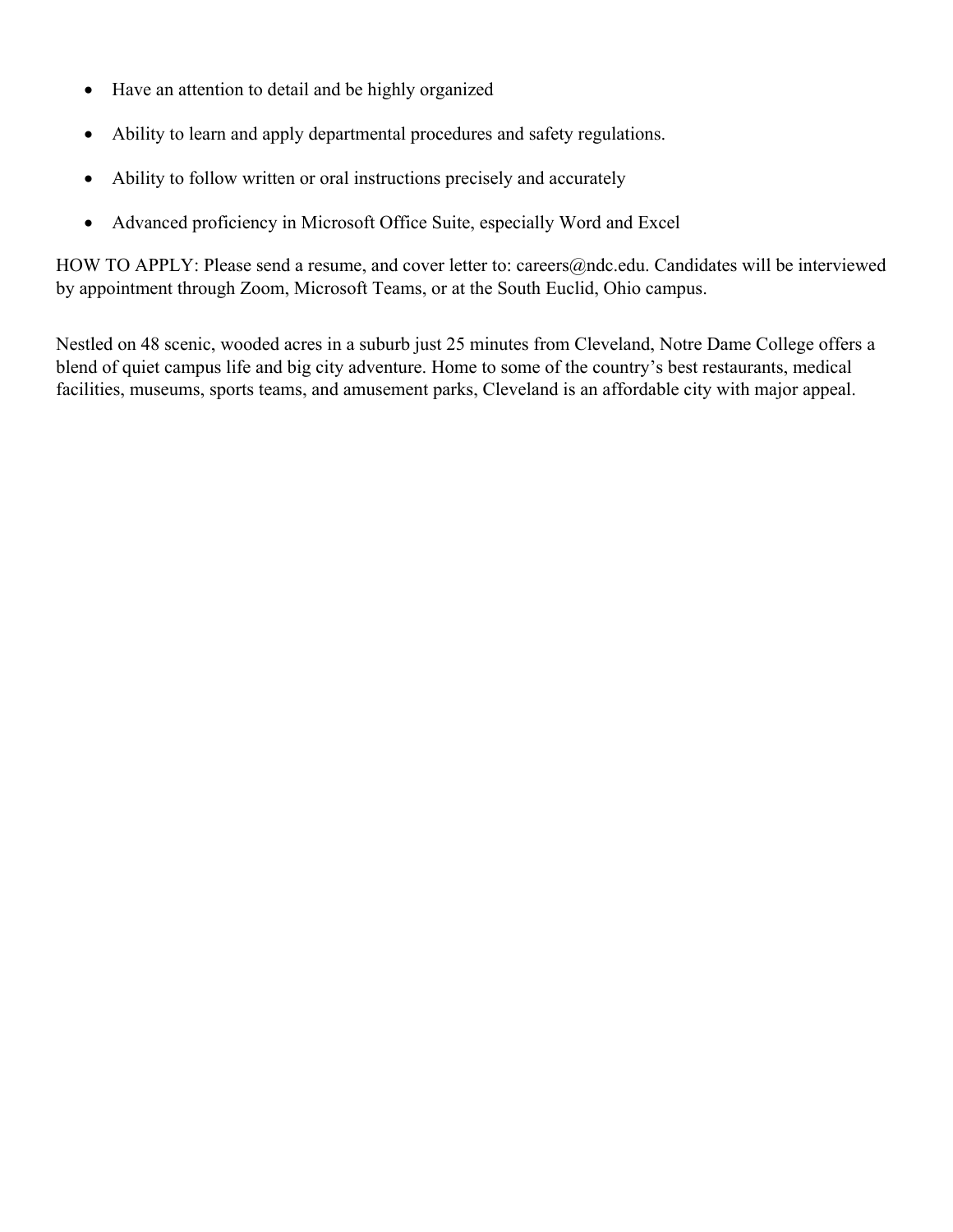- Have an attention to detail and be highly organized
- Ability to learn and apply departmental procedures and safety regulations.
- Ability to follow written or oral instructions precisely and accurately
- Advanced proficiency in Microsoft Office Suite, especially Word and Excel

HOW TO APPLY: Please send a resume, and cover letter to: careers@ndc.edu. Candidates will be interviewed by appointment through Zoom, Microsoft Teams, or at the South Euclid, Ohio campus.

Nestled on 48 scenic, wooded acres in a suburb just 25 minutes from Cleveland, Notre Dame College offers a blend of quiet campus life and big city adventure. Home to some of the country's best restaurants, medical facilities, museums, sports teams, and amusement parks, Cleveland is an affordable city with major appeal.